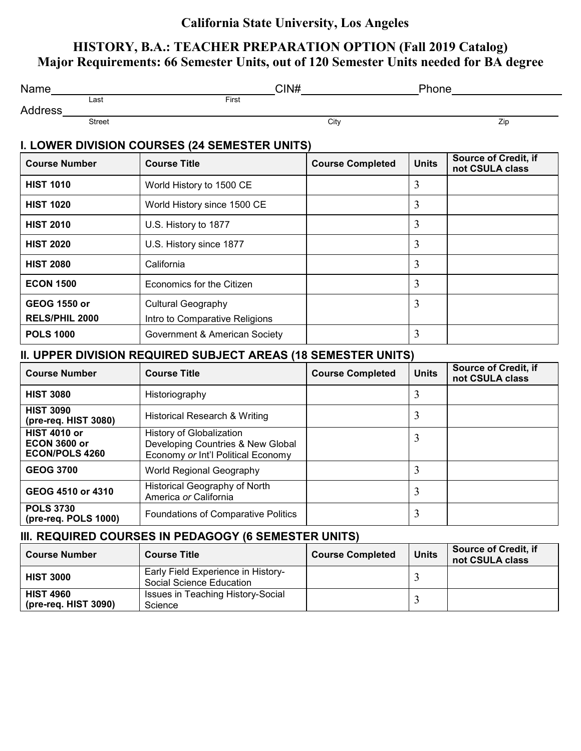# California State University, Los Angeles

## HISTORY, B.A.: TEACHER PREPARATION OPTION (Fall 2019 Catalog)
## Major Requirements: 66 Semester Units, out of 120 Semester Units needed for BA degree

Name_________________________ CIN#_______________ Phone_______________
Last First

Address_____________________________________________________________
Street City Zip

### I. LOWER DIVISION COURSES (24 SEMESTER UNITS)

| Course Number | Course Title | Course Completed | Units | Source of Credit, if not CSULA class |
|---|---|---|---|---|
| **HIST 1010** | World History to 1500 CE | | 3 | |
| **HIST 1020** | World History since 1500 CE | | 3 | |
| **HIST 2010** | U.S. History to 1877 | | 3 | |
| **HIST 2020** | U.S. History since 1877 | | 3 | |
| **HIST 2080** | California | | 3 | |
| **ECON 1500** | Economics for the Citizen | | 3 | |
| **GEOG 1550 or RELS/PHIL 2000** | Cultural Geography<br>Intro to Comparative Religions | | 3 | |
| **POLS 1000** | Government & American Society | | 3 | |

### II. UPPER DIVISION REQUIRED SUBJECT AREAS (18 SEMESTER UNITS)

| Course Number | Course Title | Course Completed | Units | Source of Credit, if not CSULA class |
|---|---|---|---|---|
| **HIST 3080** | Historiography | | 3 | |
| **HIST 3090 (pre-req. HIST 3080)** | Historical Research & Writing | | 3 | |
| **HIST 4010 or ECON 3600 or ECON/POLS 4260** | History of Globalization<br>Developing Countries & New Global Economy *or* Int'l Political Economy | | 3 | |
| **GEOG 3700** | World Regional Geography | | 3 | |
| **GEOG 4510 or 4310** | Historical Geography of North America *or* California | | 3 | |
| **POLS 3730 (pre-req. POLS 1000)** | Foundations of Comparative Politics | | 3 | |

### III. REQUIRED COURSES IN PEDAGOGY (6 SEMESTER UNITS)

| Course Number | Course Title | Course Completed | Units | Source of Credit, if not CSULA class |
|---|---|---|---|---|
| **HIST 3000** | Early Field Experience in History-Social Science Education | | 3 | |
| **HIST 4960 (pre-req. HIST 3090)** | Issues in Teaching History-Social Science | | 3 | |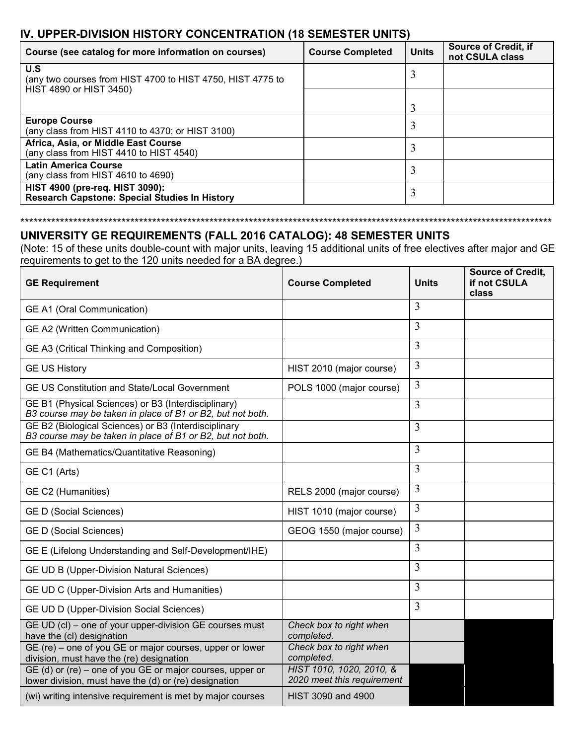## IV. UPPER-DIVISION HISTORY CONCENTRATION (18 SEMESTER UNITS)

| Course (see catalog for more information on courses) | Course Completed | Units | Source of Credit, if not CSULA class |
|---|---|---|---|
| **U.S** (any two courses from HIST 4700 to HIST 4750, HIST 4775 to HIST 4890 or HIST 3450) | | 3 | |
| | | 3 | |
| **Europe Course** (any class from HIST 4110 to 4370; or HIST 3100) | | 3 | |
| **Africa, Asia, or Middle East Course** (any class from HIST 4410 to HIST 4540) | | 3 | |
| **Latin America Course** (any class from HIST 4610 to 4690) | | 3 | |
| **HIST 4900 (pre-req. HIST 3090): Research Capstone: Special Studies In History** | | 3 | |

*********************************************************************************************************************************

## UNIVERSITY GE REQUIREMENTS (FALL 2016 CATALOG): 48 SEMESTER UNITS

(Note: 15 of these units double-count with major units, leaving 15 additional units of free electives after major and GE requirements to get to the 120 units needed for a BA degree.)

| GE Requirement | Course Completed | Units | Source of Credit, if not CSULA class |
|---|---|---|---|
| GE A1 (Oral Communication) | | 3 | |
| GE A2 (Written Communication) | | 3 | |
| GE A3 (Critical Thinking and Composition) | | 3 | |
| GE US History | HIST 2010 (major course) | 3 | |
| GE US Constitution and State/Local Government | POLS 1000 (major course) | 3 | |
| GE B1 (Physical Sciences) or B3 (Interdisciplinary) *B3 course may be taken in place of B1 or B2, but not both.* | | 3 | |
| GE B2 (Biological Sciences) or B3 (Interdisciplinary *B3 course may be taken in place of B1 or B2, but not both.* | | 3 | |
| GE B4 (Mathematics/Quantitative Reasoning) | | 3 | |
| GE C1 (Arts) | | 3 | |
| GE C2 (Humanities) | RELS 2000 (major course) | 3 | |
| GE D (Social Sciences) | HIST 1010 (major course) | 3 | |
| GE D (Social Sciences) | GEOG 1550 (major course) | 3 | |
| GE E (Lifelong Understanding and Self-Development/IHE) | | 3 | |
| GE UD B (Upper-Division Natural Sciences) | | 3 | |
| GE UD C (Upper-Division Arts and Humanities) | | 3 | |
| GE UD D (Upper-Division Social Sciences) | | 3 | |
| GE UD (cl) – one of your upper-division GE courses must have the (cl) designation | *Check box to right when completed.* | | |
| GE (re) – one of you GE or major courses, upper or lower division, must have the (re) designation | *Check box to right when completed.* | | |
| GE (d) or (re) – one of you GE or major courses, upper or lower division, must have the (d) or (re) designation | *HIST 1010, 1020, 2010, & 2020 meet this requirement* | | |
| (wi) writing intensive requirement is met by major courses | HIST 3090 and 4900 | | |